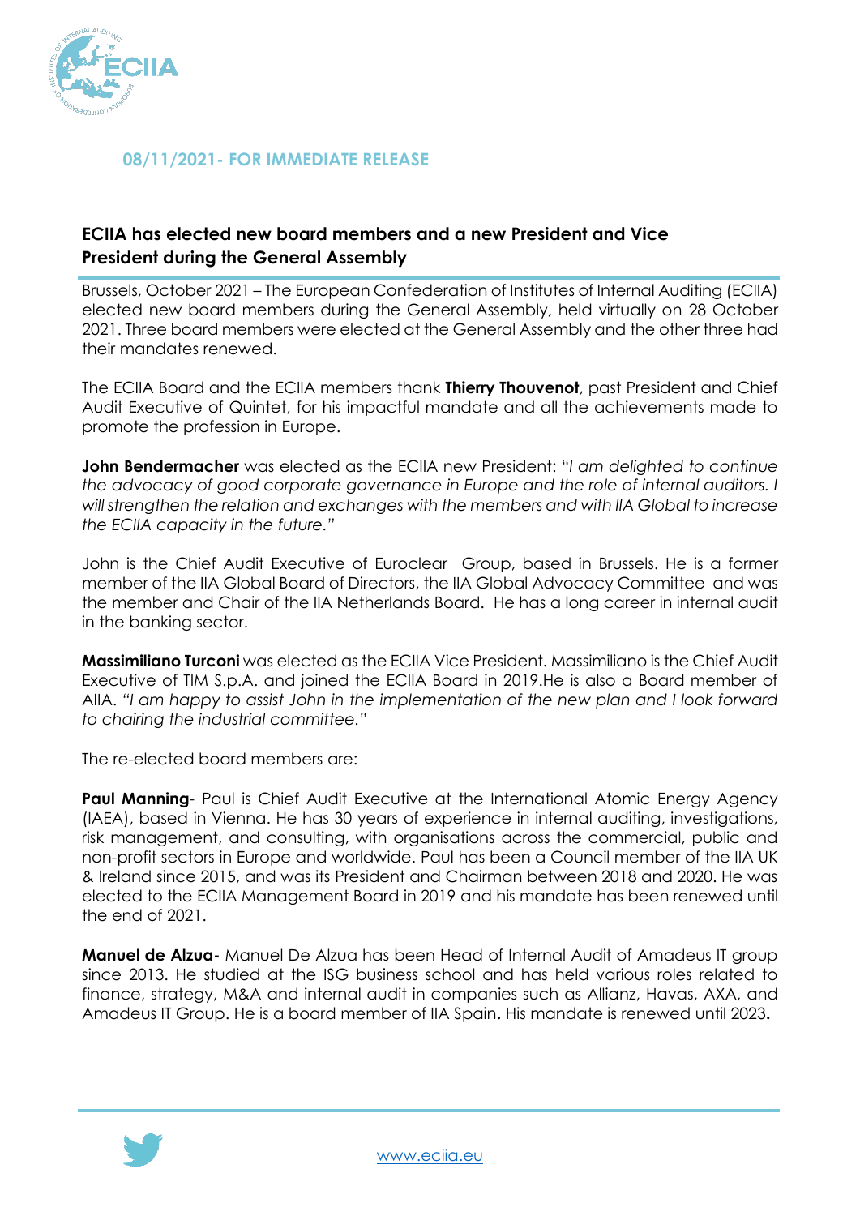**08/11/2021- FOR IMMEDIATE RELEASE**

## ECIIA has elected new board members and a new President and Vice President during the General Assembly

Brussels, October 2021 – The European Confederation of Institutes of Internal Auditing (ECIIA) elected new board members during the General Assembly, held virtually on 28 October 2021. Three board members were elected at the General Assembly and the other three had their mandates renewed.

The ECIIA Board and the ECIIA members thank **Thierry Thouvenot**, past President and Chief Audit Executive of Quintet, for his impactful mandate and all the achievements made to promote the profession in Europe.

**John Bendermacher** was elected as the ECIIA new President: "*I am delighted to continue the advocacy of good corporate governance in Europe and the role of internal auditors. I will strengthen the relation and exchanges with the members and with IIA Global to increase the ECIIA capacity in the future.*"

John is the Chief Audit Executive of Euroclear Group, based in Brussels. He is a former member of the IIA Global Board of Directors, the IIA Global Advocacy Committee and was the member and Chair of the IIA Netherlands Board. He has a long career in internal audit in the banking sector.

**Massimiliano Turconi** was elected as the ECIIA Vice President. Massimiliano is the Chief Audit Executive of TIM S.p.A. and joined the ECIIA Board in 2019.He is also a Board member of AIIA. *"I am happy to assist John in the implementation of the new plan and I look forward to chairing the industrial committee."*

The re-elected board members are:

**Paul Manning**- Paul is Chief Audit Executive at the International Atomic Energy Agency (IAEA), based in Vienna. He has 30 years of experience in internal auditing, investigations, risk management, and consulting, with organisations across the commercial, public and non-profit sectors in Europe and worldwide. Paul has been a Council member of the IIA UK & Ireland since 2015, and was its President and Chairman between 2018 and 2020. He was elected to the ECIIA Management Board in 2019 and his mandate has been renewed until the end of 2021.

**Manuel de Alzua-** Manuel De Alzua has been Head of Internal Audit of Amadeus IT group since 2013. He studied at the ISG business school and has held various roles related to finance, strategy, M&A and internal audit in companies such as Allianz, Havas, AXA, and Amadeus IT Group. He is a board member of IIA Spain**.** His mandate is renewed until 2023**.**

www.eciia.eu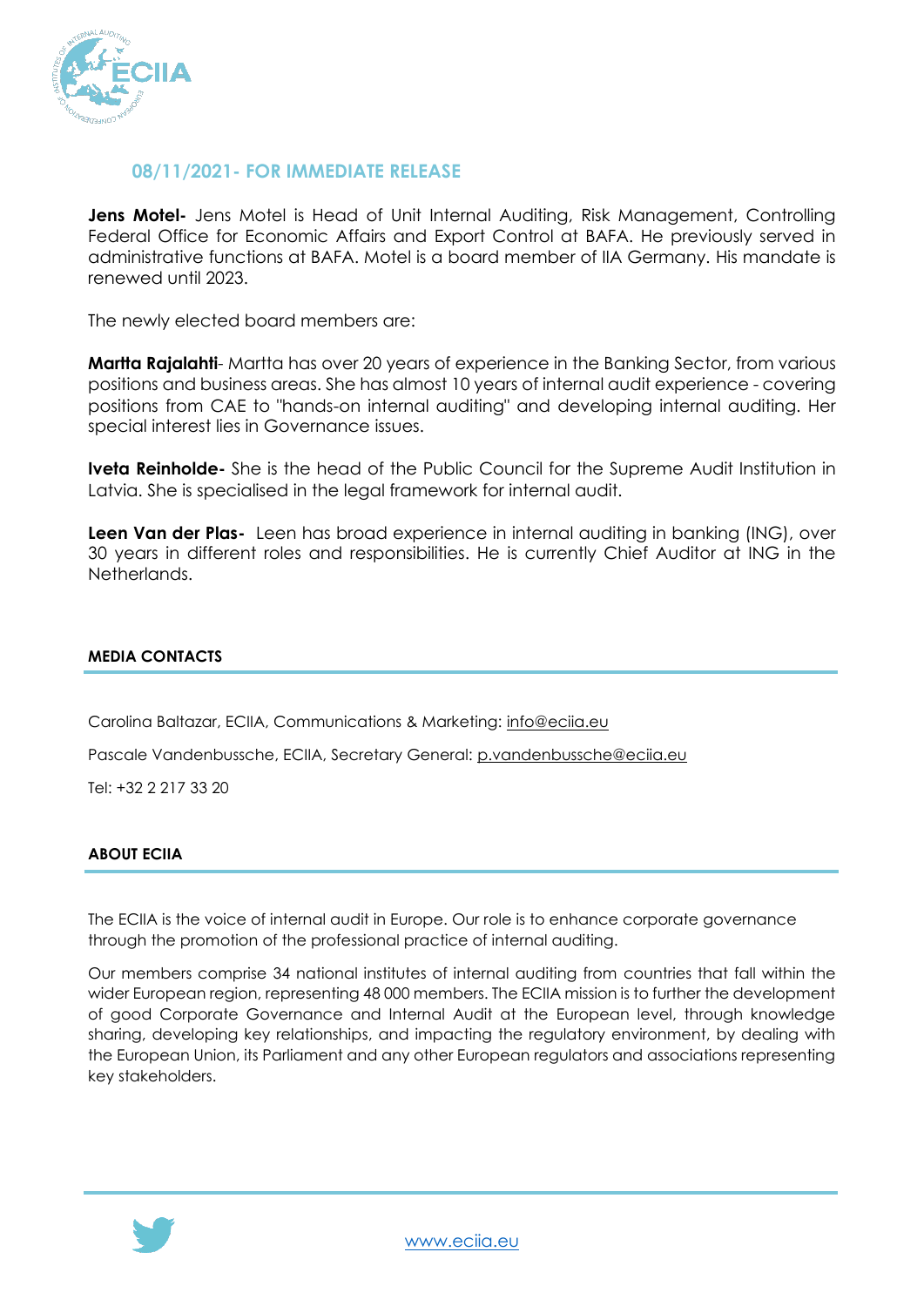## 08/11/2021- FOR IMMEDIATE RELEASE

**Jens Motel-** Jens Motel is Head of Unit Internal Auditing, Risk Management, Controlling Federal Office for Economic Affairs and Export Control at BAFA. He previously served in administrative functions at BAFA. Motel is a board member of IIA Germany. His mandate is renewed until 2023.

The newly elected board members are:

**Martta Rajalahti**- Martta has over 20 years of experience in the Banking Sector, from various positions and business areas. She has almost 10 years of internal audit experience - covering positions from CAE to "hands-on internal auditing" and developing internal auditing. Her special interest lies in Governance issues.

**Iveta Reinholde-** She is the head of the Public Council for the Supreme Audit Institution in Latvia. She is specialised in the legal framework for internal audit.

**Leen Van der Plas-** Leen has broad experience in internal auditing in banking (ING), over 30 years in different roles and responsibilities. He is currently Chief Auditor at ING in the Netherlands.

### MEDIA CONTACTS

Carolina Baltazar, ECIIA, Communications & Marketing: info@eciia.eu

Pascale Vandenbussche, ECIIA, Secretary General: p.vandenbussche@eciia.eu

Tel: +32 2 217 33 20

### ABOUT ECIIA

The ECIIA is the voice of internal audit in Europe. Our role is to enhance corporate governance through the promotion of the professional practice of internal auditing.

Our members comprise 34 national institutes of internal auditing from countries that fall within the wider European region, representing 48 000 members. The ECIIA mission is to further the development of good Corporate Governance and Internal Audit at the European level, through knowledge sharing, developing key relationships, and impacting the regulatory environment, by dealing with the European Union, its Parliament and any other European regulators and associations representing key stakeholders.

www.eciia.eu